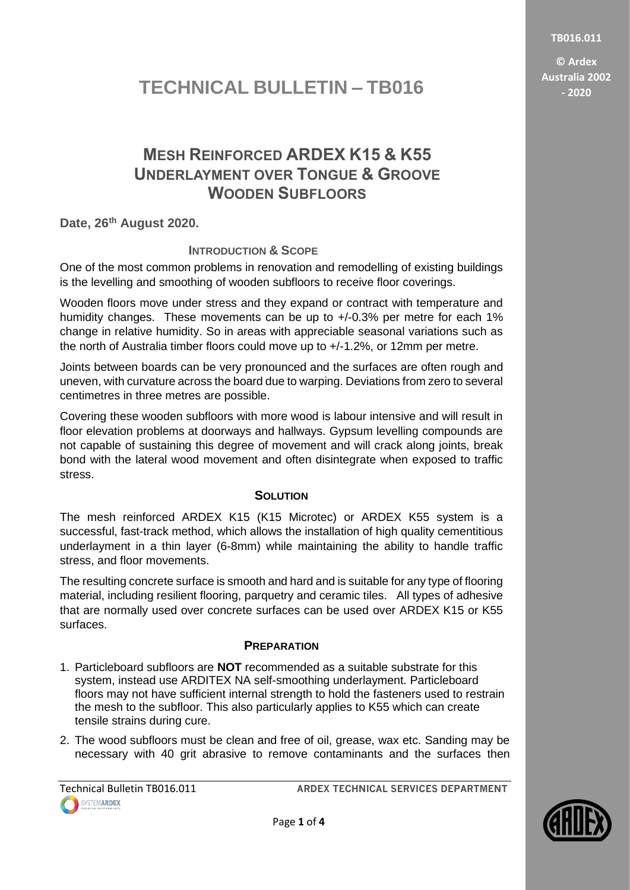# TECHNICAL BULLETIN – TB016

## MESH REINFORCED ARDEX K15 & K55 UNDERLAYMENT OVER TONGUE & GROOVE WOODEN SUBFLOORS

**Date, 26th August 2020.**

### INTRODUCTION & SCOPE

One of the most common problems in renovation and remodelling of existing buildings is the levelling and smoothing of wooden subfloors to receive floor coverings.

Wooden floors move under stress and they expand or contract with temperature and humidity changes. These movements can be up to +/-0.3% per metre for each 1% change in relative humidity. So in areas with appreciable seasonal variations such as the north of Australia timber floors could move up to +/-1.2%, or 12mm per metre.

Joints between boards can be very pronounced and the surfaces are often rough and uneven, with curvature across the board due to warping. Deviations from zero to several centimetres in three metres are possible.

Covering these wooden subfloors with more wood is labour intensive and will result in floor elevation problems at doorways and hallways. Gypsum levelling compounds are not capable of sustaining this degree of movement and will crack along joints, break bond with the lateral wood movement and often disintegrate when exposed to traffic stress.

### SOLUTION

The mesh reinforced ARDEX K15 (K15 Microtec) or ARDEX K55 system is a successful, fast-track method, which allows the installation of high quality cementitious underlayment in a thin layer (6-8mm) while maintaining the ability to handle traffic stress, and floor movements.

The resulting concrete surface is smooth and hard and is suitable for any type of flooring material, including resilient flooring, parquetry and ceramic tiles. All types of adhesive that are normally used over concrete surfaces can be used over ARDEX K15 or K55 surfaces.

### PREPARATION

1. Particleboard subfloors are **NOT** recommended as a suitable substrate for this system, instead use ARDITEX NA self-smoothing underlayment. Particleboard floors may not have sufficient internal strength to hold the fasteners used to restrain the mesh to the subfloor. This also particularly applies to K55 which can create tensile strains during cure.
2. The wood subfloors must be clean and free of oil, grease, wax etc. Sanding may be necessary with 40 grit abrasive to remove contaminants and the surfaces then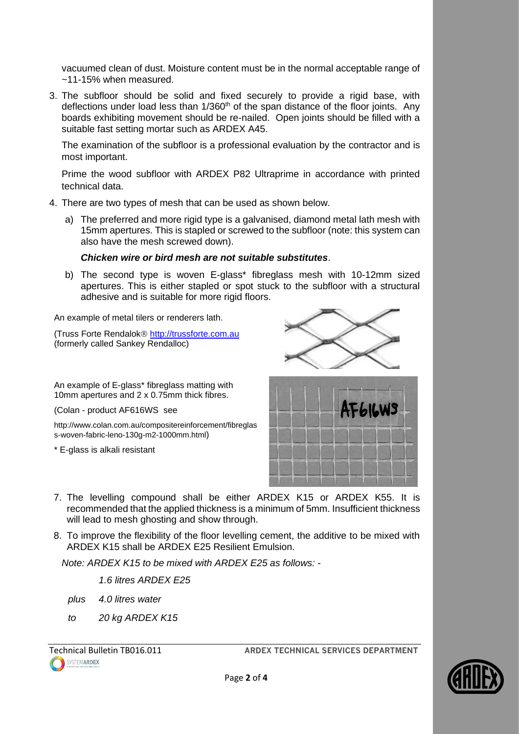vacuumed clean of dust. Moisture content must be in the normal acceptable range of ~11-15% when measured.

3. The subfloor should be solid and fixed securely to provide a rigid base, with deflections under load less than 1/360th of the span distance of the floor joints. Any boards exhibiting movement should be re-nailed. Open joints should be filled with a suitable fast setting mortar such as ARDEX A45.

   The examination of the subfloor is a professional evaluation by the contractor and is most important.

   Prime the wood subfloor with ARDEX P82 Ultraprime in accordance with printed technical data.

4. There are two types of mesh that can be used as shown below.

   a) The preferred and more rigid type is a galvanised, diamond metal lath mesh with 15mm apertures. This is stapled or screwed to the subfloor (note: this system can also have the mesh screwed down).

      ***Chicken wire or bird mesh are not suitable substitutes***.

   b) The second type is woven E-glass* fibreglass mesh with 10-12mm sized apertures. This is either stapled or spot stuck to the subfloor with a structural adhesive and is suitable for more rigid floors.

An example of metal tilers or renderers lath.

(Truss Forte Rendalok® http://trussforte.com.au
(formerly called Sankey Rendalloc)

An example of E-glass* fibreglass matting with 10mm apertures and 2 x 0.75mm thick fibres.

(Colan - product AF616WS see

http://www.colan.com.au/compositereinforcement/fibreglass-woven-fabric-leno-130g-m2-1000mm.html)

\* E-glass is alkali resistant

7. The levelling compound shall be either ARDEX K15 or ARDEX K55. It is recommended that the applied thickness is a minimum of 5mm. Insufficient thickness will lead to mesh ghosting and show through.

8. To improve the flexibility of the floor levelling cement, the additive to be mixed with ARDEX K15 shall be ARDEX E25 Resilient Emulsion.

*Note: ARDEX K15 to be mixed with ARDEX E25 as follows: -*

*1.6 litres ARDEX E25*

*plus 4.0 litres water*

*to 20 kg ARDEX K15*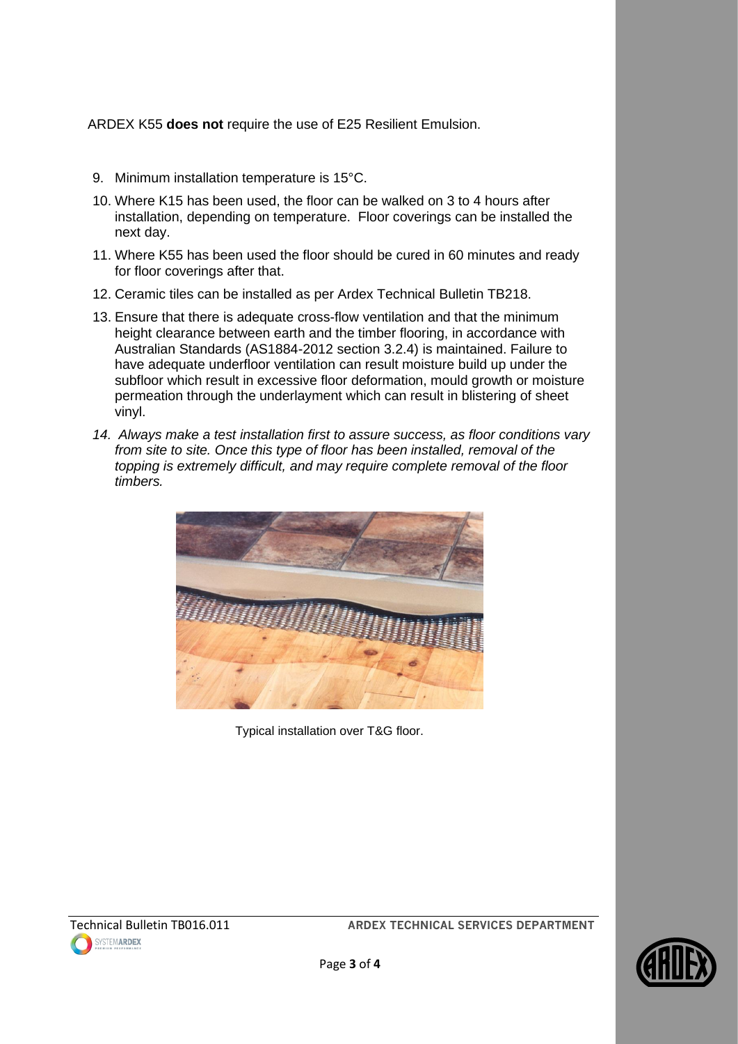ARDEX K55 **does not** require the use of E25 Resilient Emulsion.

9. Minimum installation temperature is 15°C.
10. Where K15 has been used, the floor can be walked on 3 to 4 hours after installation, depending on temperature. Floor coverings can be installed the next day.
11. Where K55 has been used the floor should be cured in 60 minutes and ready for floor coverings after that.
12. Ceramic tiles can be installed as per Ardex Technical Bulletin TB218.
13. Ensure that there is adequate cross-flow ventilation and that the minimum height clearance between earth and the timber flooring, in accordance with Australian Standards (AS1884-2012 section 3.2.4) is maintained. Failure to have adequate underfloor ventilation can result moisture build up under the subfloor which result in excessive floor deformation, mould growth or moisture permeation through the underlayment which can result in blistering of sheet vinyl.
14. *Always make a test installation first to assure success, as floor conditions vary from site to site. Once this type of floor has been installed, removal of the topping is extremely difficult, and may require complete removal of the floor timbers.*

Typical installation over T&G floor.

Technical Bulletin TB016.011 **ARDEX TECHNICAL SERVICES DEPARTMENT**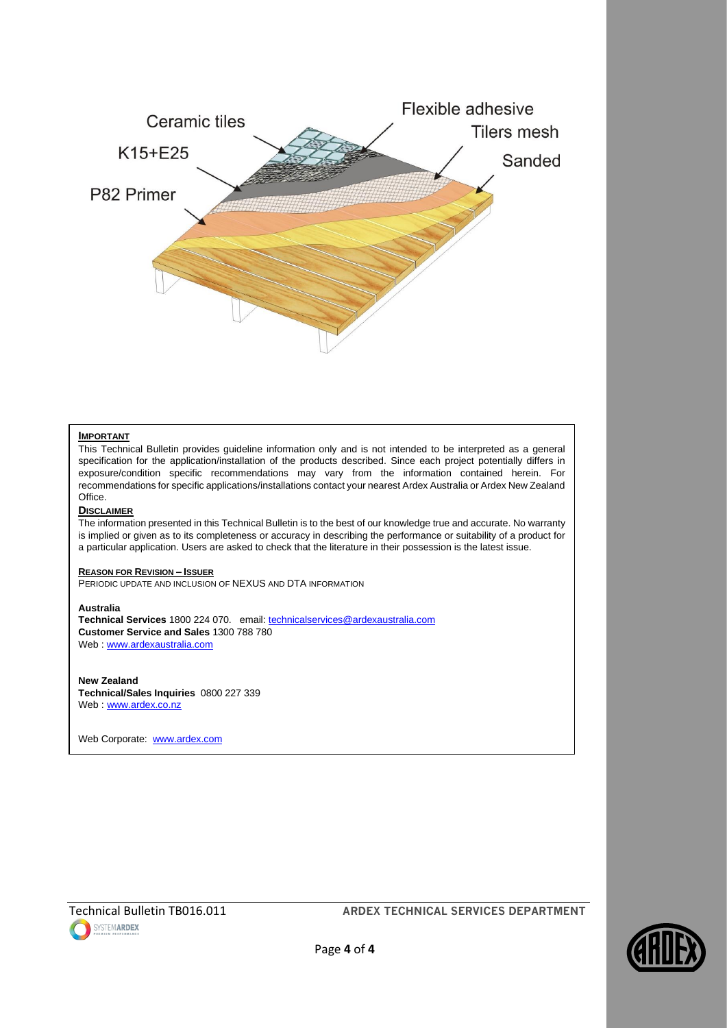Ceramic tiles

K15+E25

P82 Primer

Flexible adhesive

Tilers mesh

Sanded

**IMPORTANT**

This Technical Bulletin provides guideline information only and is not intended to be interpreted as a general specification for the application/installation of the products described. Since each project potentially differs in exposure/condition specific recommendations may vary from the information contained herein. For recommendations for specific applications/installations contact your nearest Ardex Australia or Ardex New Zealand Office.

**DISCLAIMER**

The information presented in this Technical Bulletin is to the best of our knowledge true and accurate. No warranty is implied or given as to its completeness or accuracy in describing the performance or suitability of a product for a particular application. Users are asked to check that the literature in their possession is the latest issue.

**REASON FOR REVISION – ISSUER**

PERIODIC UPDATE AND INCLUSION OF NEXUS AND DTA INFORMATION

**Australia**

**Technical Services** 1800 224 070. email: technicalservices@ardexaustralia.com

**Customer Service and Sales** 1300 788 780

Web : www.ardexaustralia.com

**New Zealand**

**Technical/Sales Inquiries** 0800 227 339

Web : www.ardex.co.nz

Web Corporate: www.ardex.com

Technical Bulletin TB016.011

ARDEX TECHNICAL SERVICES DEPARTMENT